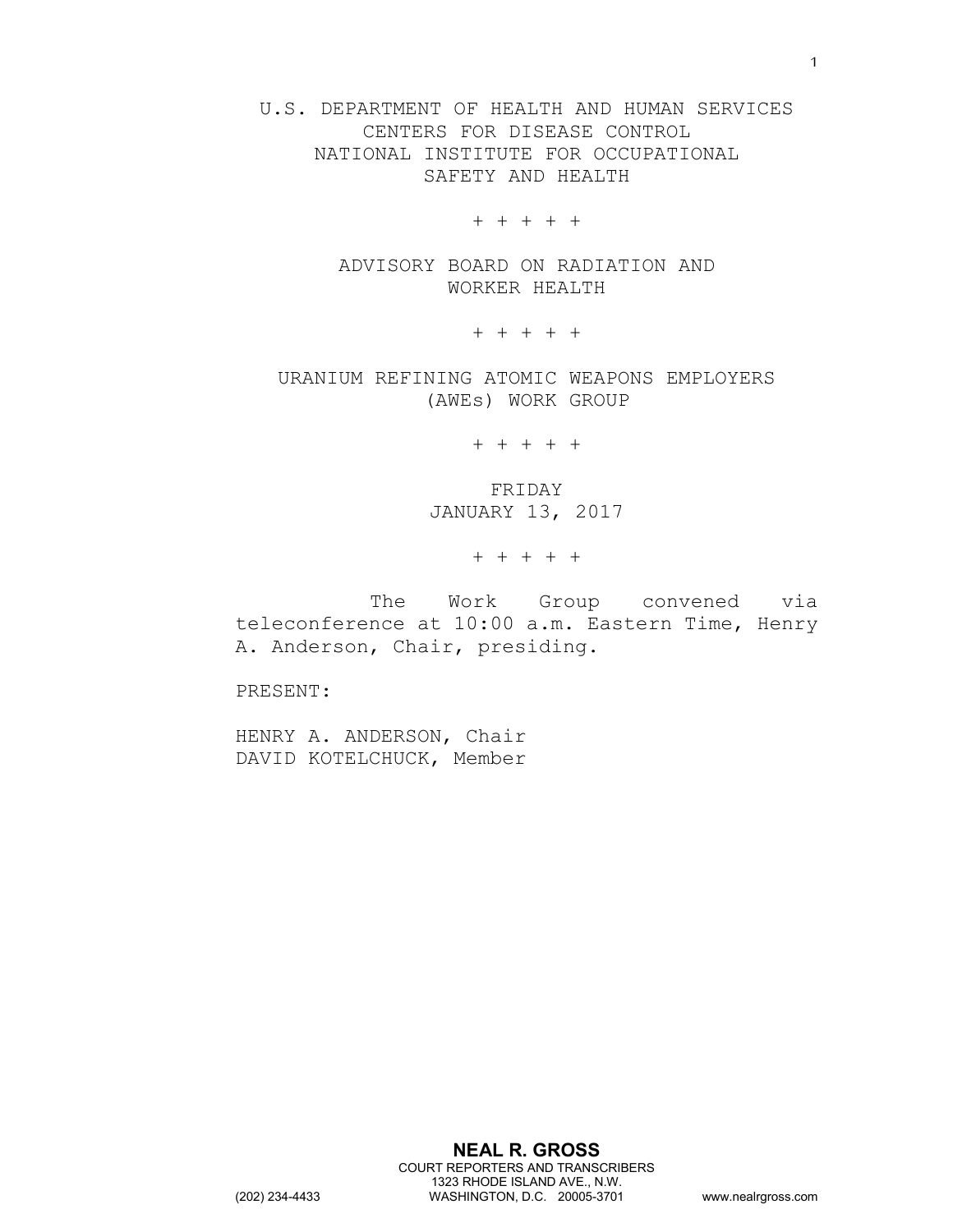U.S. DEPARTMENT OF HEALTH AND HUMAN SERVICES
CENTERS FOR DISEASE CONTROL
NATIONAL INSTITUTE FOR OCCUPATIONAL
SAFETY AND HEALTH

+ + + + +

ADVISORY BOARD ON RADIATION AND
WORKER HEALTH

+ + + + +

URANIUM REFINING ATOMIC WEAPONS EMPLOYERS
(AWEs) WORK GROUP

+ + + + +

FRIDAY
JANUARY 13, 2017

+ + + + +

The Work Group convened via teleconference at 10:00 a.m. Eastern Time, Henry A. Anderson, Chair, presiding.

PRESENT:

HENRY A. ANDERSON, Chair
DAVID KOTELCHUCK, Member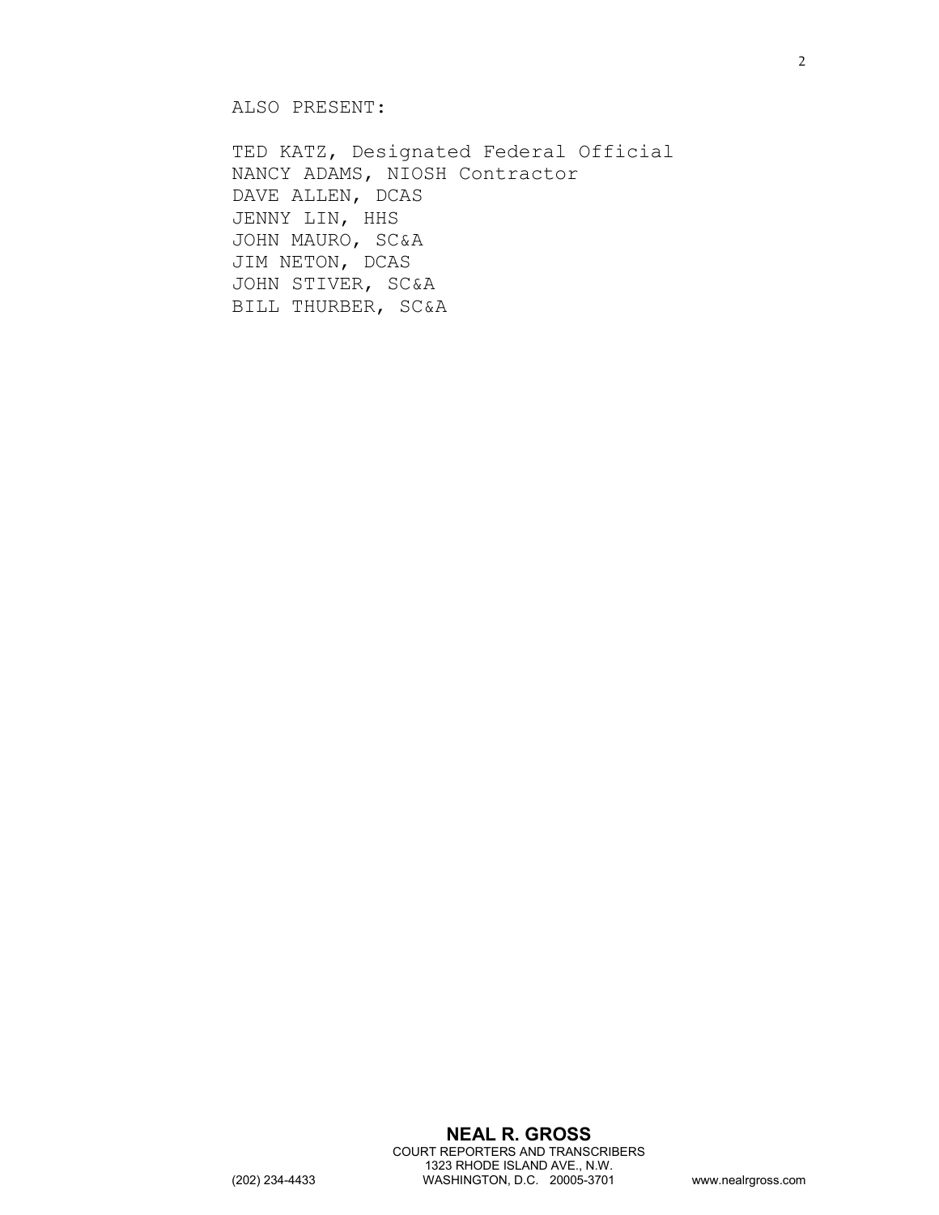ALSO PRESENT:

TED KATZ, Designated Federal Official
NANCY ADAMS, NIOSH Contractor
DAVE ALLEN, DCAS
JENNY LIN, HHS
JOHN MAURO, SC&A
JIM NETON, DCAS
JOHN STIVER, SC&A
BILL THURBER, SC&A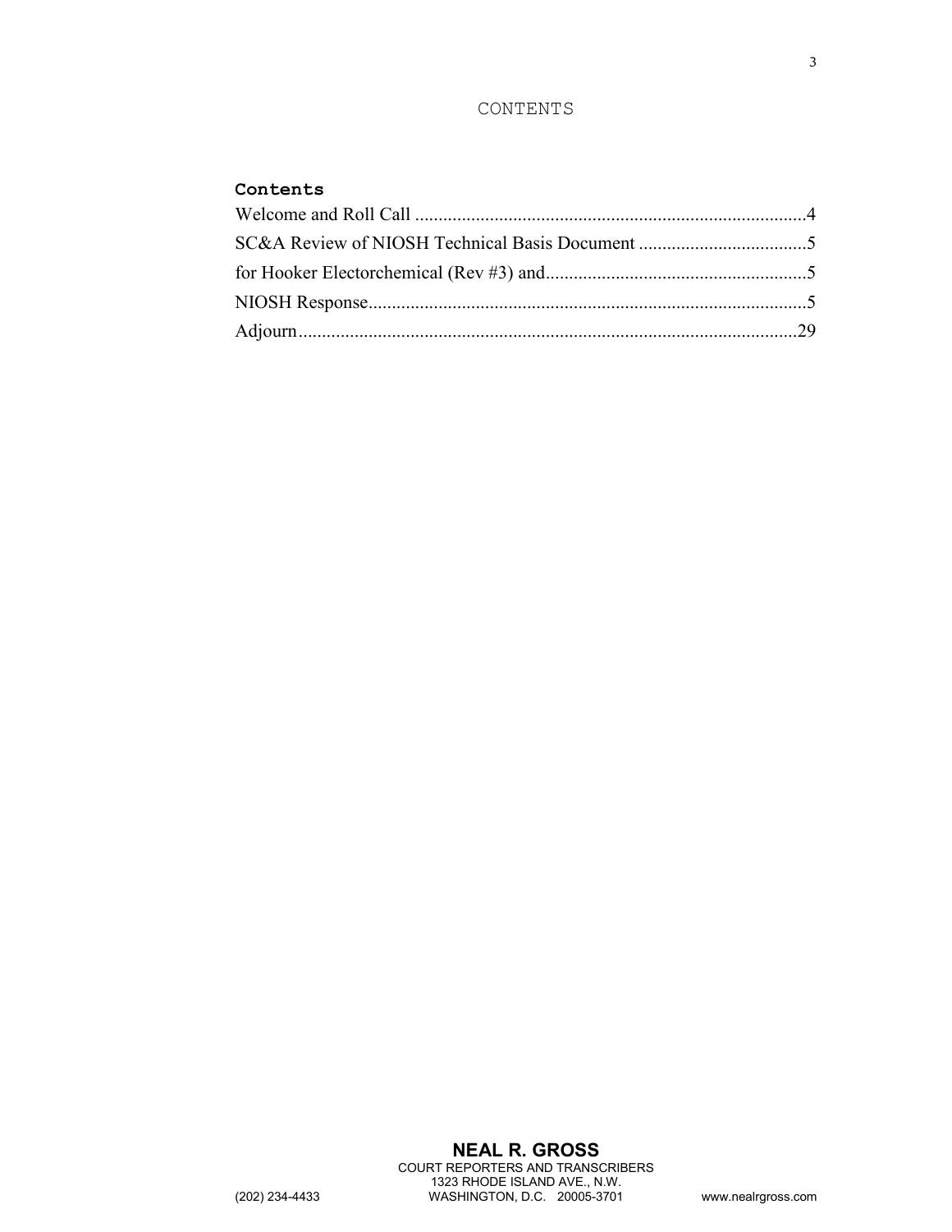CONTENTS

**Contents**

Welcome and Roll Call ....................................................................................4
SC&A Review of NIOSH Technical Basis Document ....................................5
for Hooker Electorchemical (Rev #3) and........................................................5
NIOSH Response.............................................................................................5
Adjourn..........................................................................................................29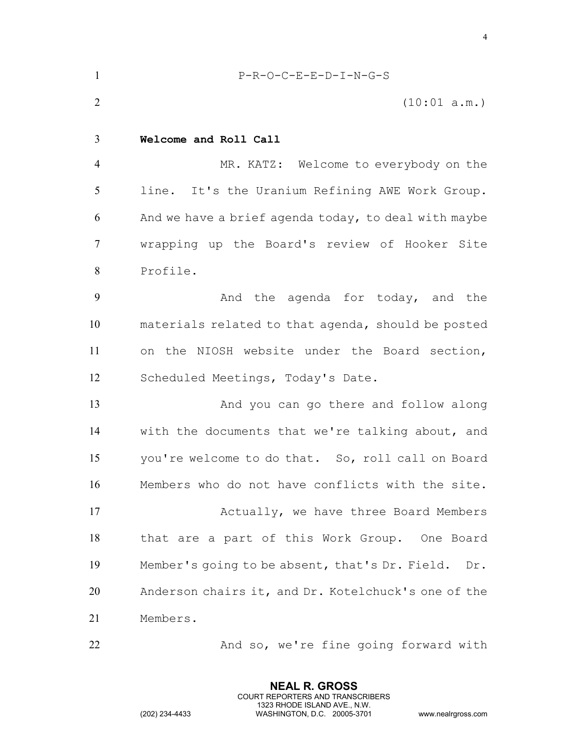P-R-O-C-E-E-D-I-N-G-S

(10:01 a.m.)

**Welcome and Roll Call**

MR. KATZ: Welcome to everybody on the line. It's the Uranium Refining AWE Work Group. And we have a brief agenda today, to deal with maybe wrapping up the Board's review of Hooker Site Profile.

And the agenda for today, and the materials related to that agenda, should be posted on the NIOSH website under the Board section, Scheduled Meetings, Today's Date.

And you can go there and follow along with the documents that we're talking about, and you're welcome to do that. So, roll call on Board Members who do not have conflicts with the site.

Actually, we have three Board Members that are a part of this Work Group. One Board Member's going to be absent, that's Dr. Field. Dr. Anderson chairs it, and Dr. Kotelchuck's one of the Members.

And so, we're fine going forward with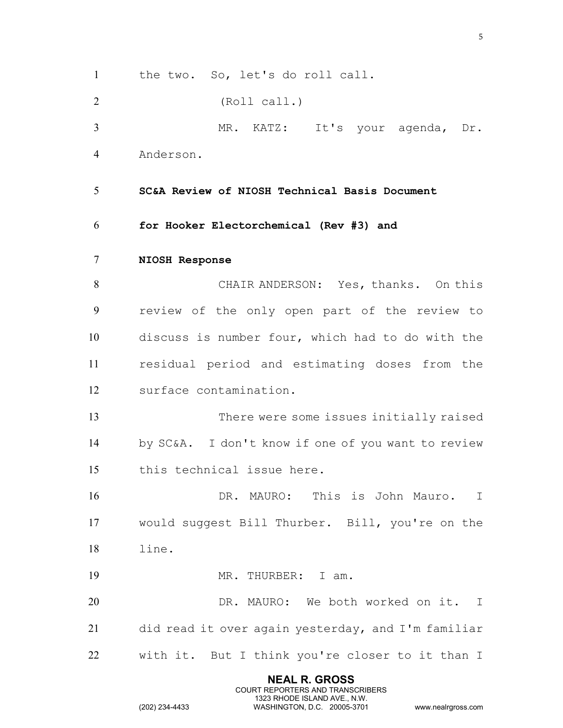the two. So, let's do roll call.

(Roll call.)

MR. KATZ: It's your agenda, Dr. Anderson.

**SC&A Review of NIOSH Technical Basis Document for Hooker Electorchemical (Rev #3) and NIOSH Response**

CHAIR ANDERSON: Yes, thanks. On this review of the only open part of the review to discuss is number four, which had to do with the residual period and estimating doses from the surface contamination.

There were some issues initially raised by SC&A. I don't know if one of you want to review this technical issue here.

DR. MAURO: This is John Mauro. I would suggest Bill Thurber. Bill, you're on the line.

MR. THURBER: I am.

DR. MAURO: We both worked on it. I did read it over again yesterday, and I'm familiar with it. But I think you're closer to it than I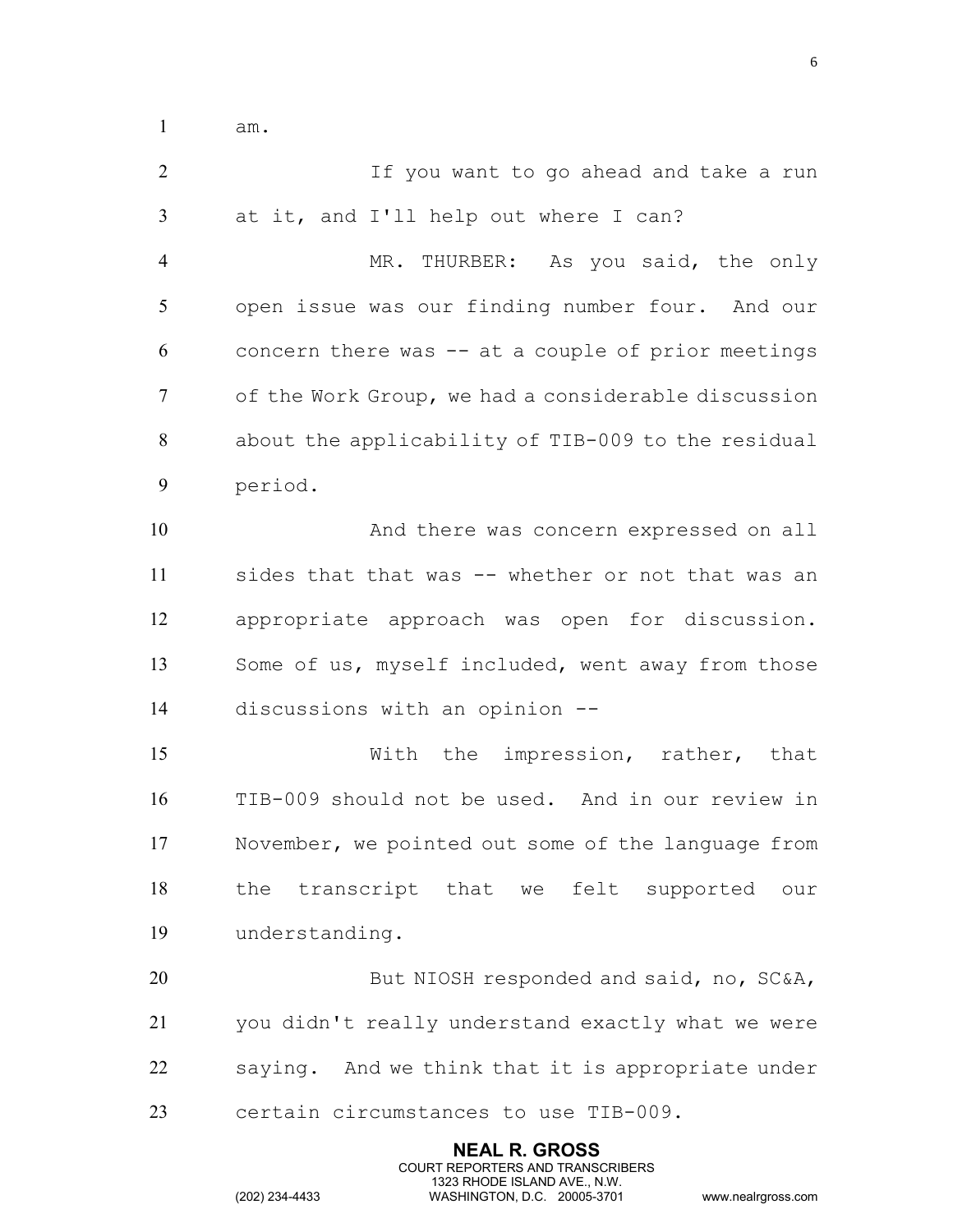am.

If you want to go ahead and take a run at it, and I'll help out where I can?

MR. THURBER: As you said, the only open issue was our finding number four. And our concern there was -- at a couple of prior meetings of the Work Group, we had a considerable discussion about the applicability of TIB-009 to the residual period.

And there was concern expressed on all sides that that was -- whether or not that was an appropriate approach was open for discussion. Some of us, myself included, went away from those discussions with an opinion --

With the impression, rather, that TIB-009 should not be used. And in our review in November, we pointed out some of the language from the transcript that we felt supported our understanding.

But NIOSH responded and said, no, SC&A, you didn't really understand exactly what we were saying. And we think that it is appropriate under certain circumstances to use TIB-009.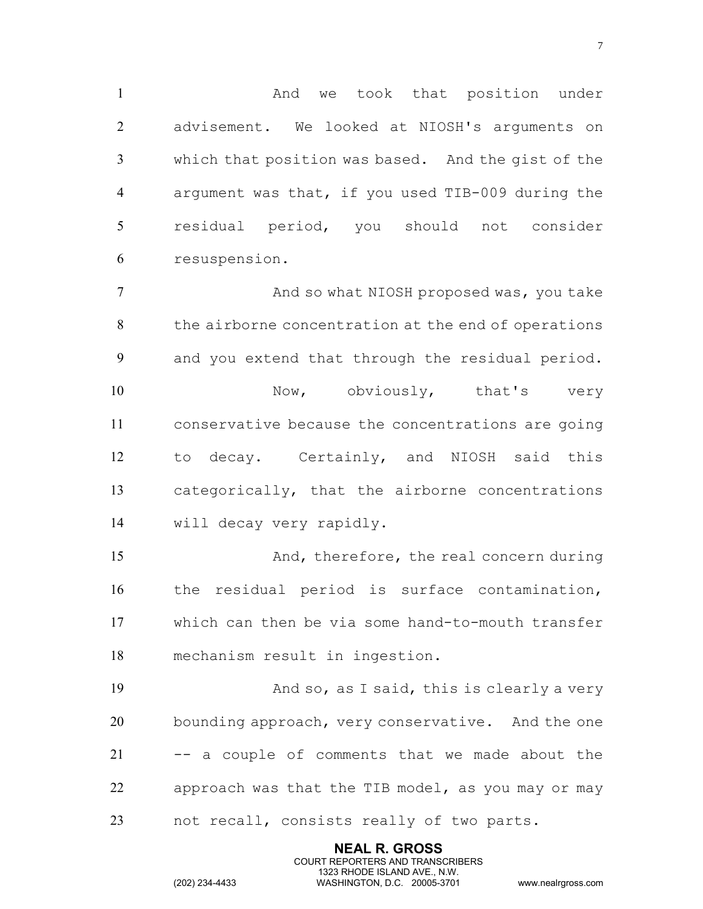And we took that position under advisement. We looked at NIOSH's arguments on which that position was based. And the gist of the argument was that, if you used TIB-009 during the residual period, you should not consider resuspension.

And so what NIOSH proposed was, you take the airborne concentration at the end of operations and you extend that through the residual period.

Now, obviously, that's very conservative because the concentrations are going to decay. Certainly, and NIOSH said this categorically, that the airborne concentrations will decay very rapidly.

And, therefore, the real concern during the residual period is surface contamination, which can then be via some hand-to-mouth transfer mechanism result in ingestion.

And so, as I said, this is clearly a very bounding approach, very conservative. And the one -- a couple of comments that we made about the approach was that the TIB model, as you may or may not recall, consists really of two parts.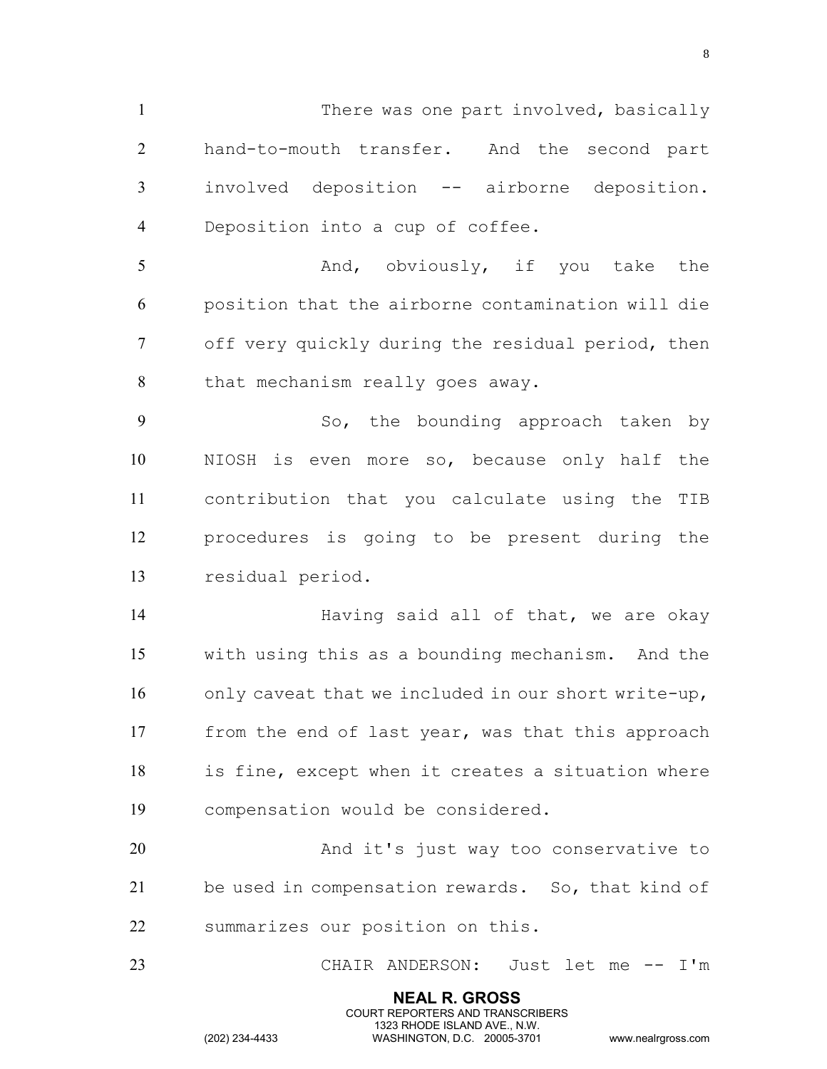There was one part involved, basically hand-to-mouth transfer. And the second part involved deposition -- airborne deposition. Deposition into a cup of coffee.

And, obviously, if you take the position that the airborne contamination will die off very quickly during the residual period, then that mechanism really goes away.

So, the bounding approach taken by NIOSH is even more so, because only half the contribution that you calculate using the TIB procedures is going to be present during the residual period.

Having said all of that, we are okay with using this as a bounding mechanism. And the only caveat that we included in our short write-up, from the end of last year, was that this approach is fine, except when it creates a situation where compensation would be considered.

And it's just way too conservative to be used in compensation rewards. So, that kind of summarizes our position on this.

CHAIR ANDERSON: Just let me -- I'm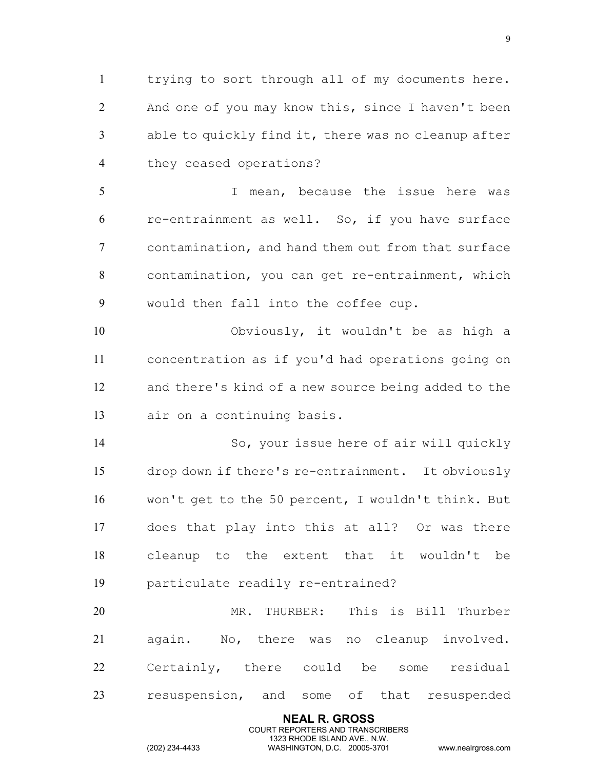trying to sort through all of my documents here. And one of you may know this, since I haven't been able to quickly find it, there was no cleanup after they ceased operations?

I mean, because the issue here was re-entrainment as well. So, if you have surface contamination, and hand them out from that surface contamination, you can get re-entrainment, which would then fall into the coffee cup.

Obviously, it wouldn't be as high a concentration as if you'd had operations going on and there's kind of a new source being added to the air on a continuing basis.

So, your issue here of air will quickly drop down if there's re-entrainment. It obviously won't get to the 50 percent, I wouldn't think. But does that play into this at all? Or was there cleanup to the extent that it wouldn't be particulate readily re-entrained?

MR. THURBER: This is Bill Thurber again. No, there was no cleanup involved. Certainly, there could be some residual resuspension, and some of that resuspended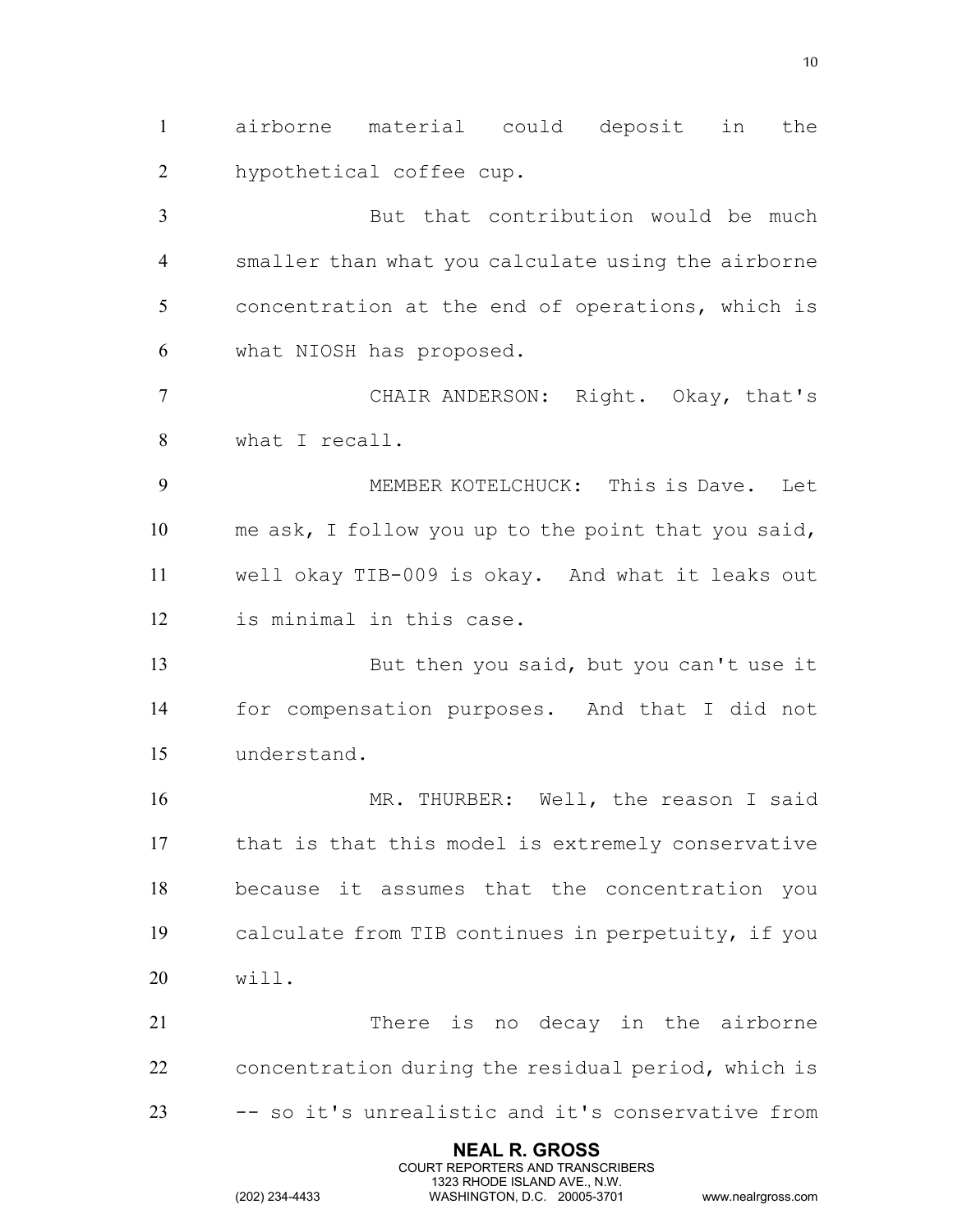airborne material could deposit in the hypothetical coffee cup.

But that contribution would be much smaller than what you calculate using the airborne concentration at the end of operations, which is what NIOSH has proposed.

CHAIR ANDERSON: Right. Okay, that's what I recall.

MEMBER KOTELCHUCK: This is Dave. Let me ask, I follow you up to the point that you said, well okay TIB-009 is okay. And what it leaks out is minimal in this case.

But then you said, but you can't use it for compensation purposes. And that I did not understand.

MR. THURBER: Well, the reason I said that is that this model is extremely conservative because it assumes that the concentration you calculate from TIB continues in perpetuity, if you will.

There is no decay in the airborne concentration during the residual period, which is -- so it's unrealistic and it's conservative from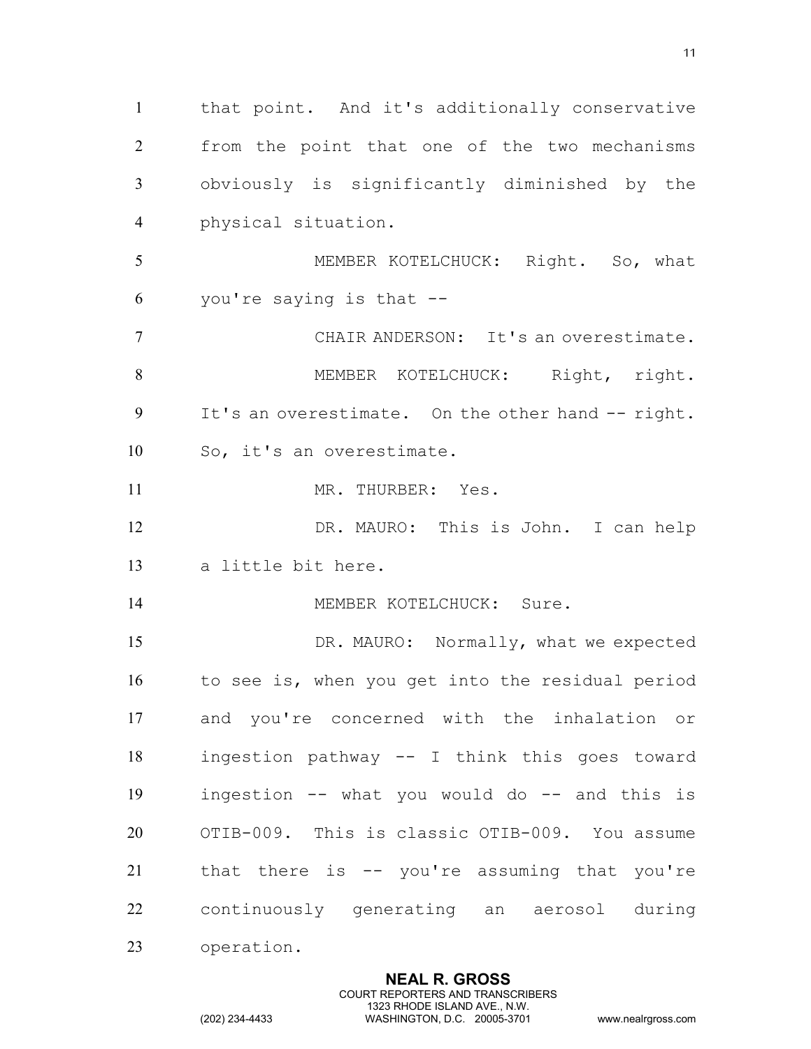that point. And it's additionally conservative from the point that one of the two mechanisms obviously is significantly diminished by the physical situation.

MEMBER KOTELCHUCK: Right. So, what you're saying is that --

CHAIR ANDERSON: It's an overestimate.

MEMBER KOTELCHUCK: Right, right. It's an overestimate. On the other hand -- right. So, it's an overestimate.

MR. THURBER: Yes.

DR. MAURO: This is John. I can help a little bit here.

MEMBER KOTELCHUCK: Sure.

DR. MAURO: Normally, what we expected to see is, when you get into the residual period and you're concerned with the inhalation or ingestion pathway -- I think this goes toward ingestion -- what you would do -- and this is OTIB-009. This is classic OTIB-009. You assume that there is -- you're assuming that you're continuously generating an aerosol during operation.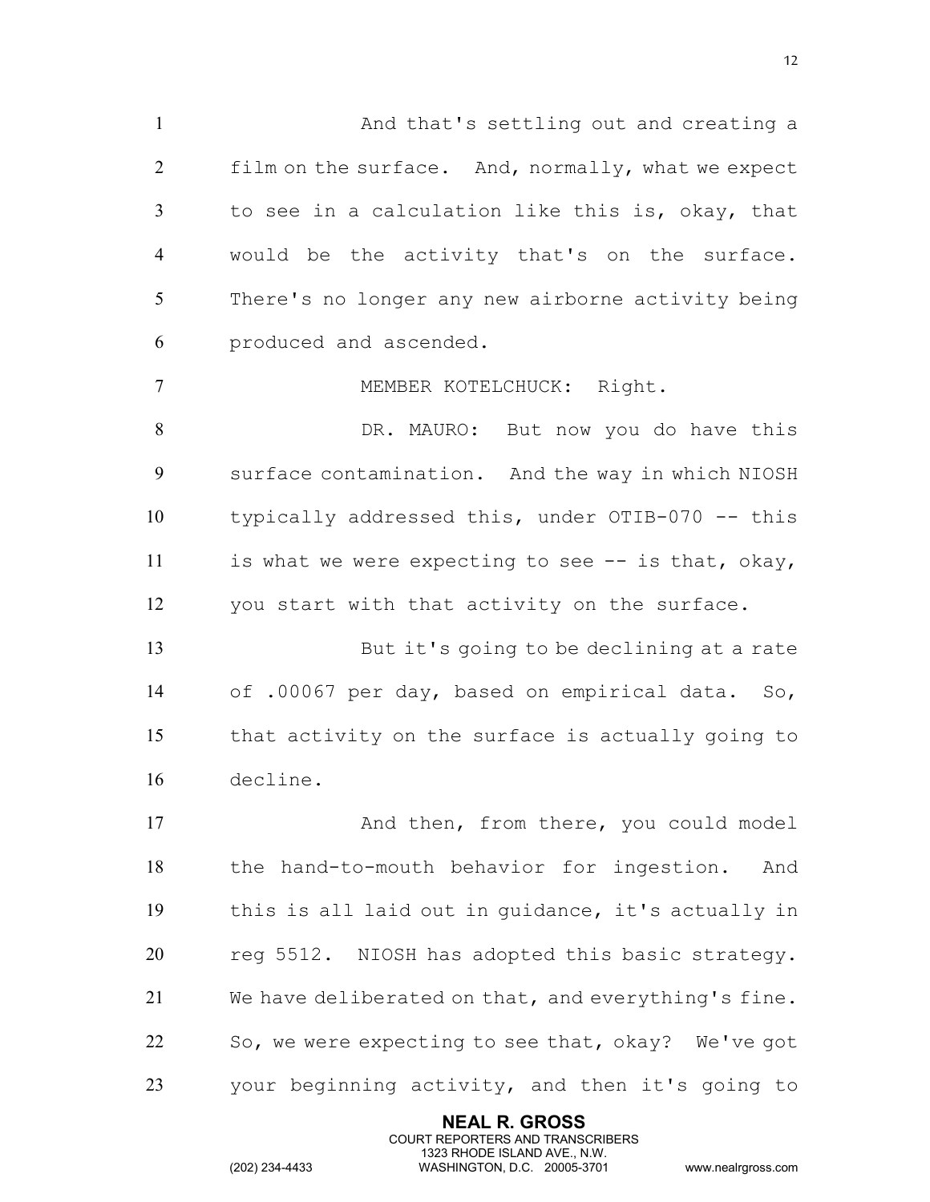And that's settling out and creating a film on the surface. And, normally, what we expect to see in a calculation like this is, okay, that would be the activity that's on the surface. There's no longer any new airborne activity being produced and ascended.

MEMBER KOTELCHUCK: Right.

DR. MAURO: But now you do have this surface contamination. And the way in which NIOSH typically addressed this, under OTIB-070 -- this is what we were expecting to see -- is that, okay, you start with that activity on the surface.

But it's going to be declining at a rate of .00067 per day, based on empirical data. So, that activity on the surface is actually going to decline.

And then, from there, you could model the hand-to-mouth behavior for ingestion. And this is all laid out in guidance, it's actually in reg 5512. NIOSH has adopted this basic strategy. We have deliberated on that, and everything's fine. So, we were expecting to see that, okay? We've got your beginning activity, and then it's going to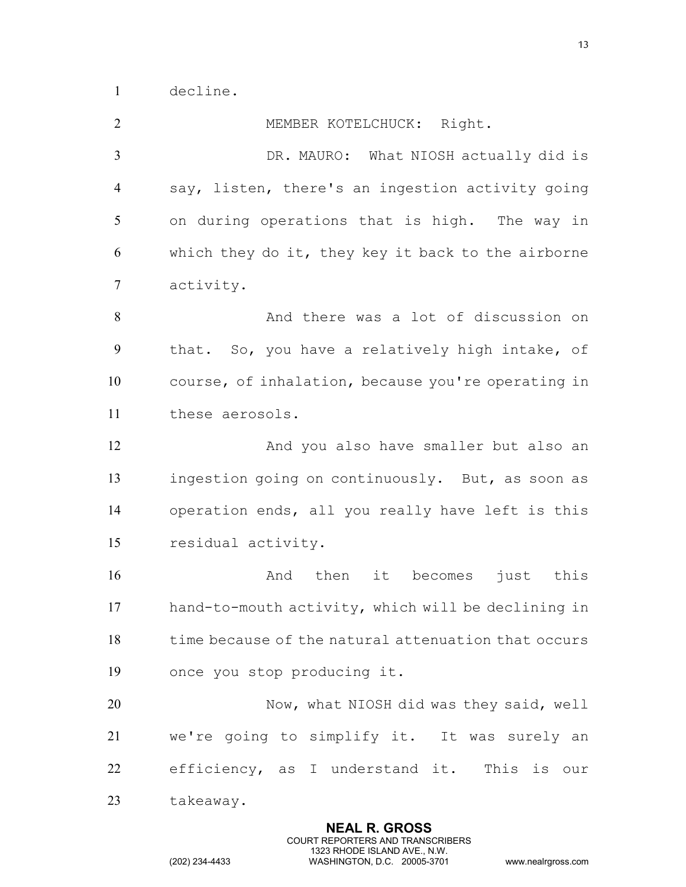decline.

MEMBER KOTELCHUCK: Right.

DR. MAURO: What NIOSH actually did is say, listen, there's an ingestion activity going on during operations that is high. The way in which they do it, they key it back to the airborne activity.

And there was a lot of discussion on that. So, you have a relatively high intake, of course, of inhalation, because you're operating in these aerosols.

And you also have smaller but also an ingestion going on continuously. But, as soon as operation ends, all you really have left is this residual activity.

And then it becomes just this hand-to-mouth activity, which will be declining in time because of the natural attenuation that occurs once you stop producing it.

Now, what NIOSH did was they said, well we're going to simplify it. It was surely an efficiency, as I understand it. This is our takeaway.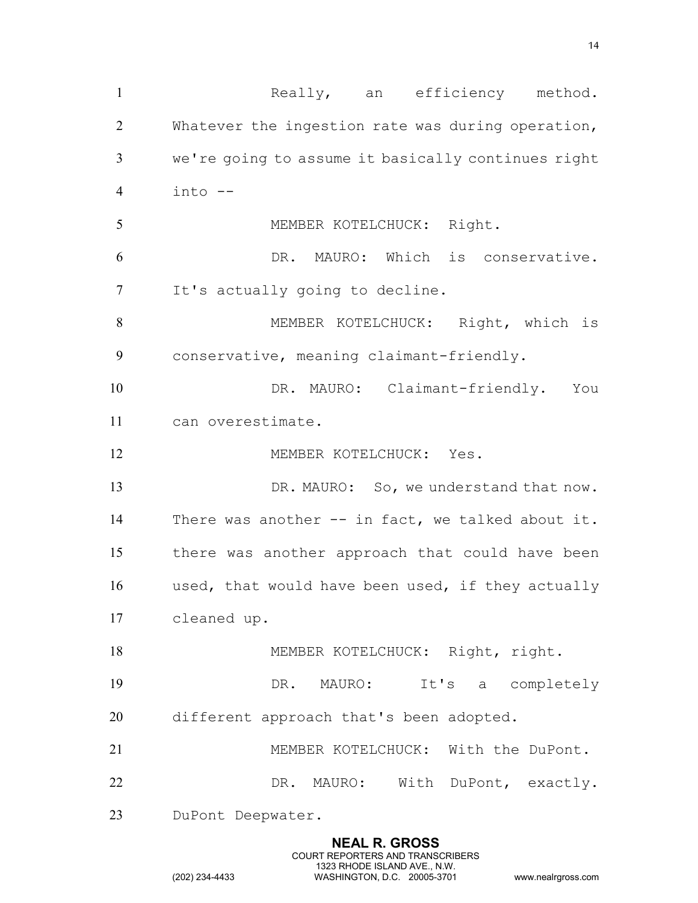Really, an efficiency method. Whatever the ingestion rate was during operation, we're going to assume it basically continues right into --

MEMBER KOTELCHUCK: Right.

DR. MAURO: Which is conservative. It's actually going to decline.

MEMBER KOTELCHUCK: Right, which is conservative, meaning claimant-friendly.

DR. MAURO: Claimant-friendly. You can overestimate.

MEMBER KOTELCHUCK: Yes.

DR. MAURO: So, we understand that now. There was another -- in fact, we talked about it. there was another approach that could have been used, that would have been used, if they actually cleaned up.

MEMBER KOTELCHUCK: Right, right.

DR. MAURO: It's a completely different approach that's been adopted.

MEMBER KOTELCHUCK: With the DuPont.

DR. MAURO: With DuPont, exactly. DuPont Deepwater.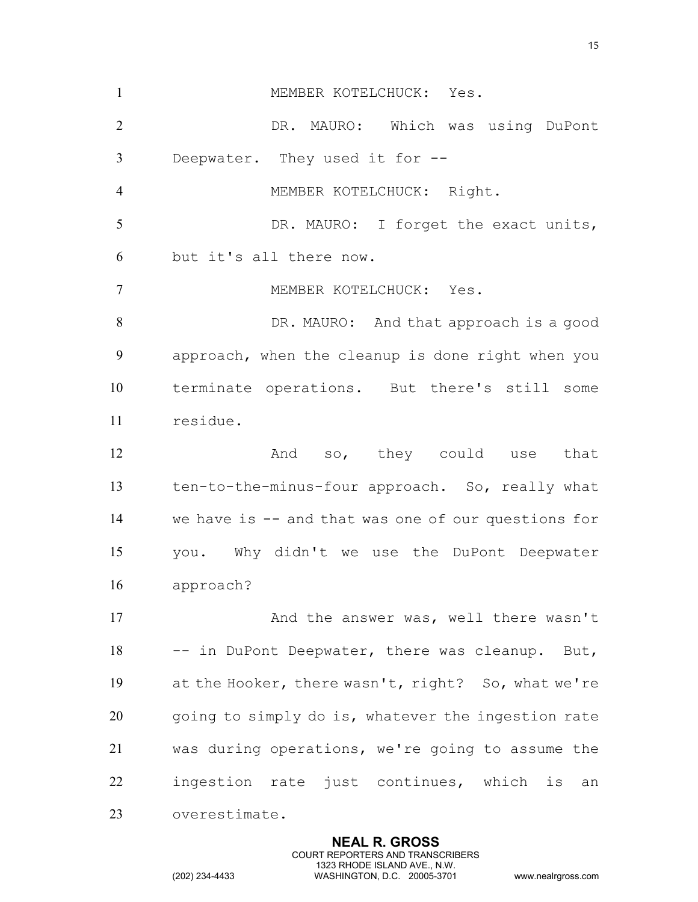MEMBER KOTELCHUCK: Yes.

DR. MAURO: Which was using DuPont Deepwater. They used it for --

MEMBER KOTELCHUCK: Right.

DR. MAURO: I forget the exact units, but it's all there now.

MEMBER KOTELCHUCK: Yes.

DR. MAURO: And that approach is a good approach, when the cleanup is done right when you terminate operations. But there's still some residue.

And so, they could use that ten-to-the-minus-four approach. So, really what we have is -- and that was one of our questions for you. Why didn't we use the DuPont Deepwater approach?

And the answer was, well there wasn't -- in DuPont Deepwater, there was cleanup. But, at the Hooker, there wasn't, right? So, what we're going to simply do is, whatever the ingestion rate was during operations, we're going to assume the ingestion rate just continues, which is an overestimate.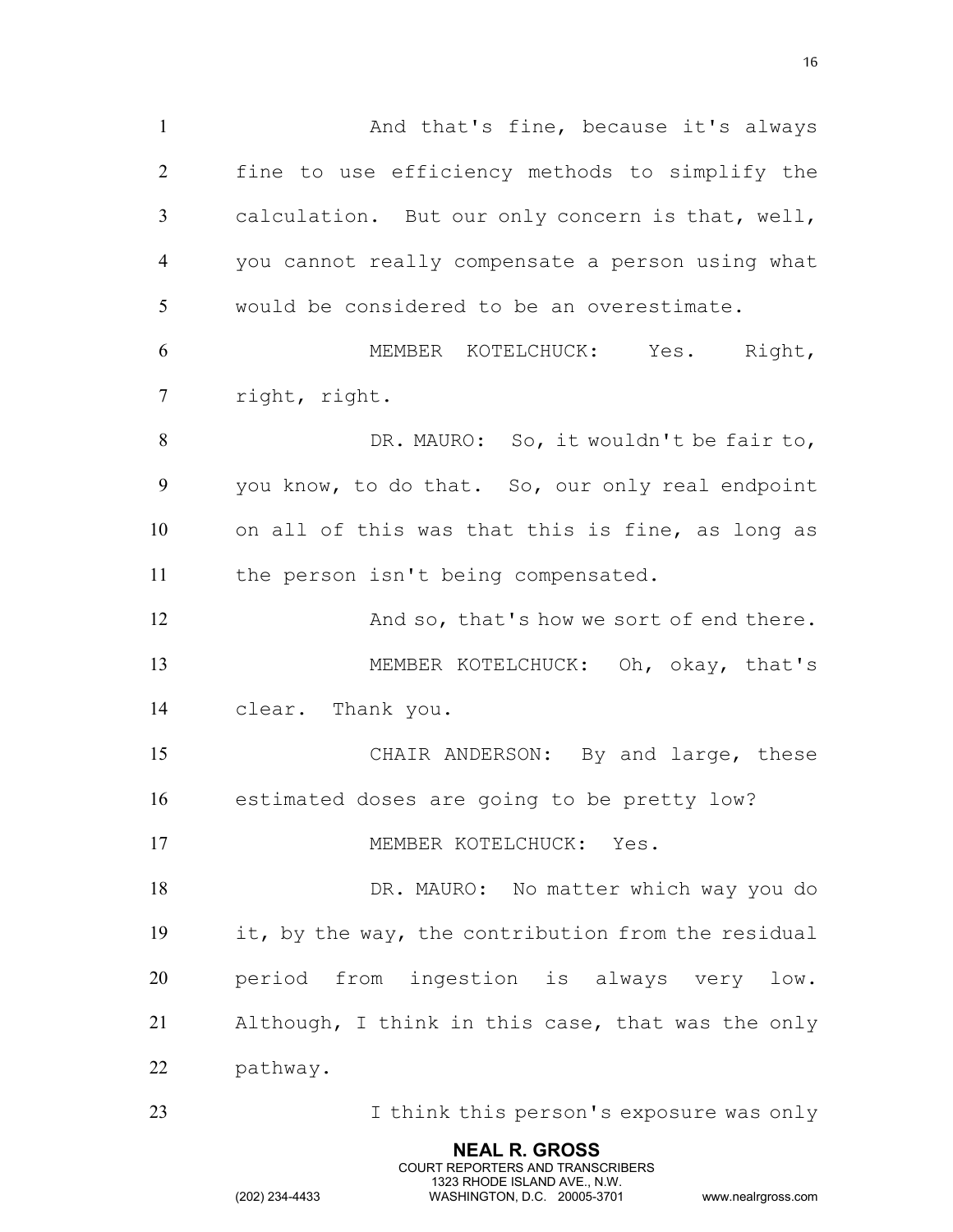And that's fine, because it's always fine to use efficiency methods to simplify the calculation. But our only concern is that, well, you cannot really compensate a person using what would be considered to be an overestimate.

MEMBER KOTELCHUCK: Yes. Right, right, right.

DR. MAURO: So, it wouldn't be fair to, you know, to do that. So, our only real endpoint on all of this was that this is fine, as long as the person isn't being compensated.

And so, that's how we sort of end there.

MEMBER KOTELCHUCK: Oh, okay, that's clear. Thank you.

CHAIR ANDERSON: By and large, these estimated doses are going to be pretty low?

MEMBER KOTELCHUCK: Yes.

DR. MAURO: No matter which way you do it, by the way, the contribution from the residual period from ingestion is always very low. Although, I think in this case, that was the only pathway.

I think this person's exposure was only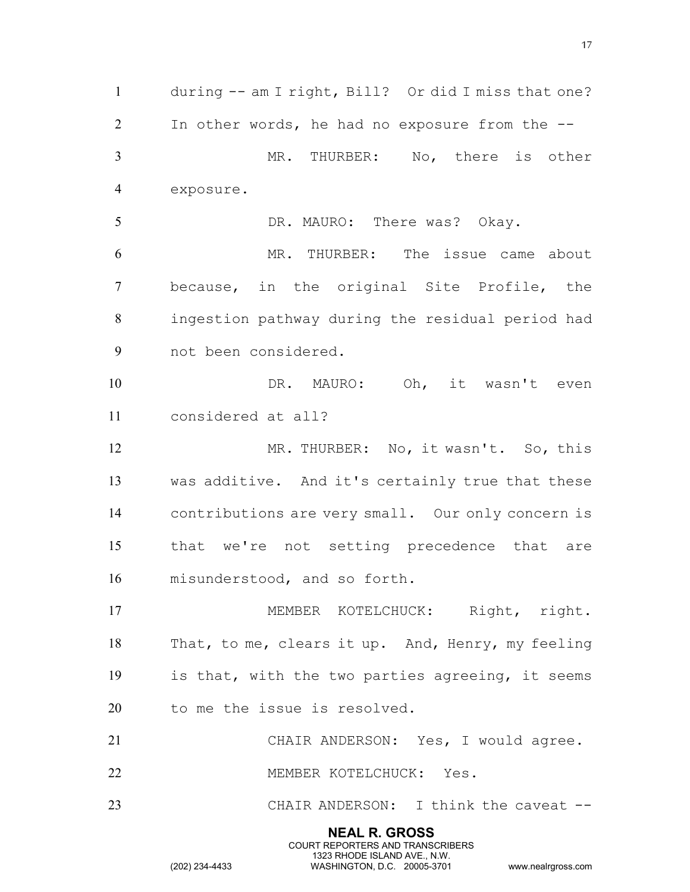during -- am I right, Bill? Or did I miss that one? In other words, he had no exposure from the --

MR. THURBER: No, there is other exposure.

DR. MAURO: There was? Okay.

MR. THURBER: The issue came about because, in the original Site Profile, the ingestion pathway during the residual period had not been considered.

DR. MAURO: Oh, it wasn't even considered at all?

MR. THURBER: No, it wasn't. So, this was additive. And it's certainly true that these contributions are very small. Our only concern is that we're not setting precedence that are misunderstood, and so forth.

MEMBER KOTELCHUCK: Right, right. That, to me, clears it up. And, Henry, my feeling is that, with the two parties agreeing, it seems to me the issue is resolved.

CHAIR ANDERSON: Yes, I would agree.

MEMBER KOTELCHUCK: Yes.

CHAIR ANDERSON: I think the caveat --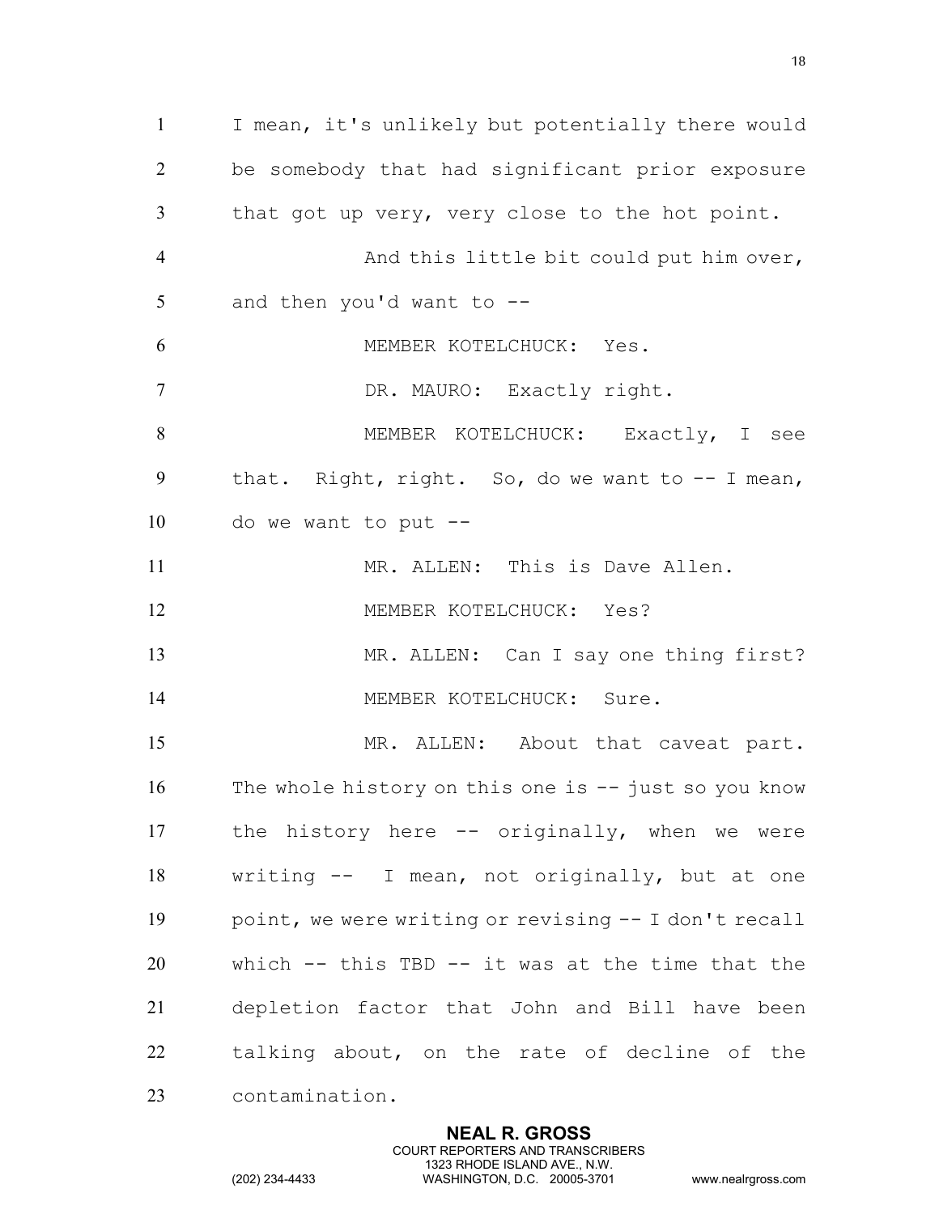I mean, it's unlikely but potentially there would be somebody that had significant prior exposure that got up very, very close to the hot point.

And this little bit could put him over, and then you'd want to --

MEMBER KOTELCHUCK: Yes.

DR. MAURO: Exactly right.

MEMBER KOTELCHUCK: Exactly, I see that. Right, right. So, do we want to -- I mean, do we want to put --

MR. ALLEN: This is Dave Allen.

MEMBER KOTELCHUCK: Yes?

MR. ALLEN: Can I say one thing first?

MEMBER KOTELCHUCK: Sure.

MR. ALLEN: About that caveat part. The whole history on this one is -- just so you know the history here -- originally, when we were writing -- I mean, not originally, but at one point, we were writing or revising -- I don't recall which -- this TBD -- it was at the time that the depletion factor that John and Bill have been talking about, on the rate of decline of the contamination.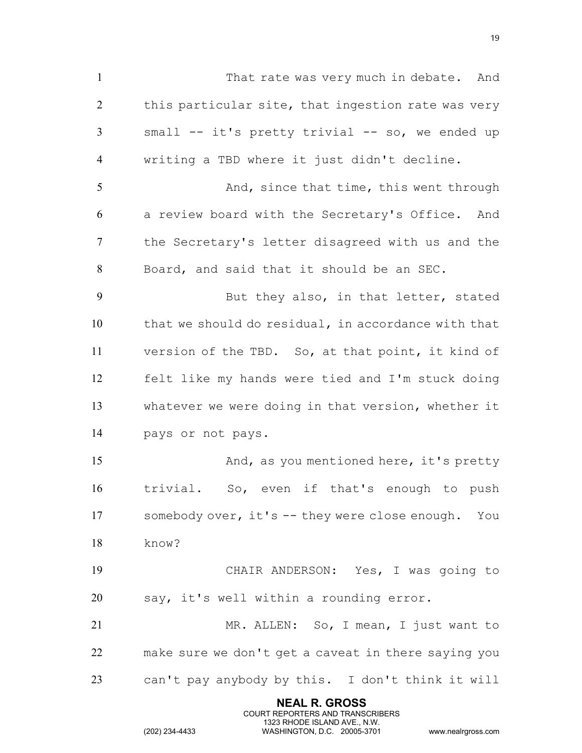That rate was very much in debate. And this particular site, that ingestion rate was very small -- it's pretty trivial -- so, we ended up writing a TBD where it just didn't decline.

And, since that time, this went through a review board with the Secretary's Office. And the Secretary's letter disagreed with us and the Board, and said that it should be an SEC.

But they also, in that letter, stated that we should do residual, in accordance with that version of the TBD. So, at that point, it kind of felt like my hands were tied and I'm stuck doing whatever we were doing in that version, whether it pays or not pays.

And, as you mentioned here, it's pretty trivial. So, even if that's enough to push somebody over, it's -- they were close enough. You know?

CHAIR ANDERSON: Yes, I was going to say, it's well within a rounding error.

MR. ALLEN: So, I mean, I just want to make sure we don't get a caveat in there saying you can't pay anybody by this. I don't think it will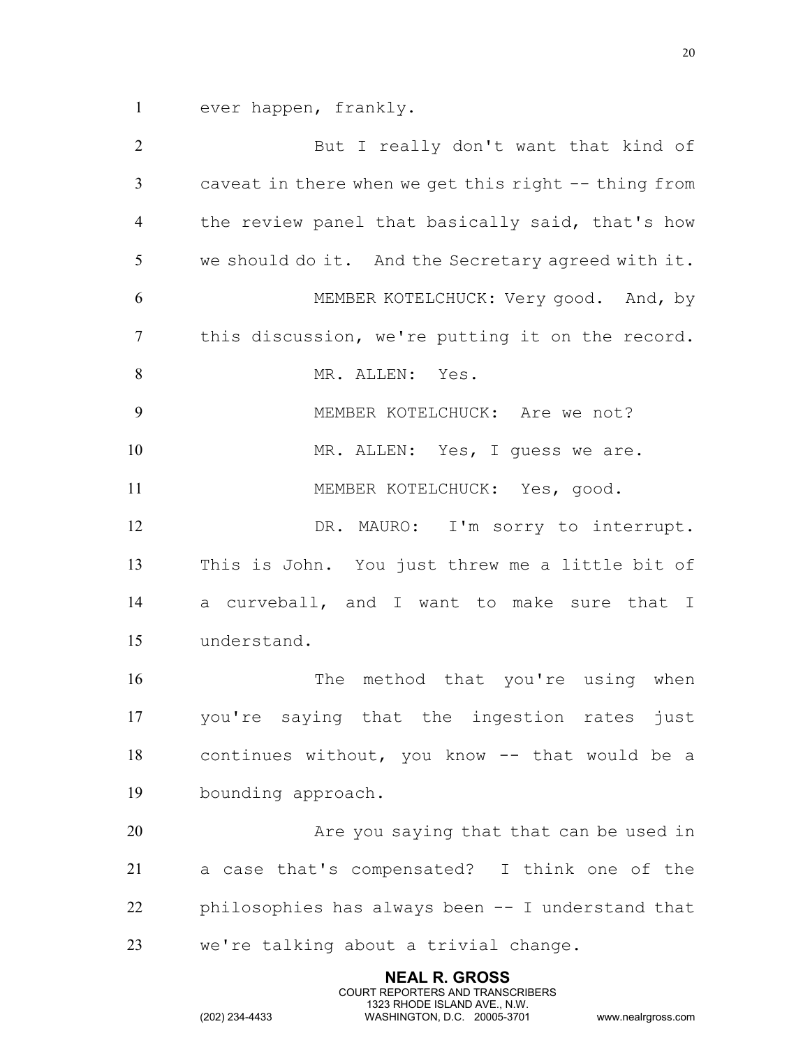ever happen, frankly.

But I really don't want that kind of caveat in there when we get this right -- thing from the review panel that basically said, that's how we should do it. And the Secretary agreed with it.

MEMBER KOTELCHUCK: Very good. And, by this discussion, we're putting it on the record.

MR. ALLEN: Yes.

MEMBER KOTELCHUCK: Are we not?

MR. ALLEN: Yes, I guess we are.

MEMBER KOTELCHUCK: Yes, good.

DR. MAURO: I'm sorry to interrupt. This is John. You just threw me a little bit of a curveball, and I want to make sure that I understand.

The method that you're using when you're saying that the ingestion rates just continues without, you know -- that would be a bounding approach.

Are you saying that that can be used in a case that's compensated? I think one of the philosophies has always been -- I understand that we're talking about a trivial change.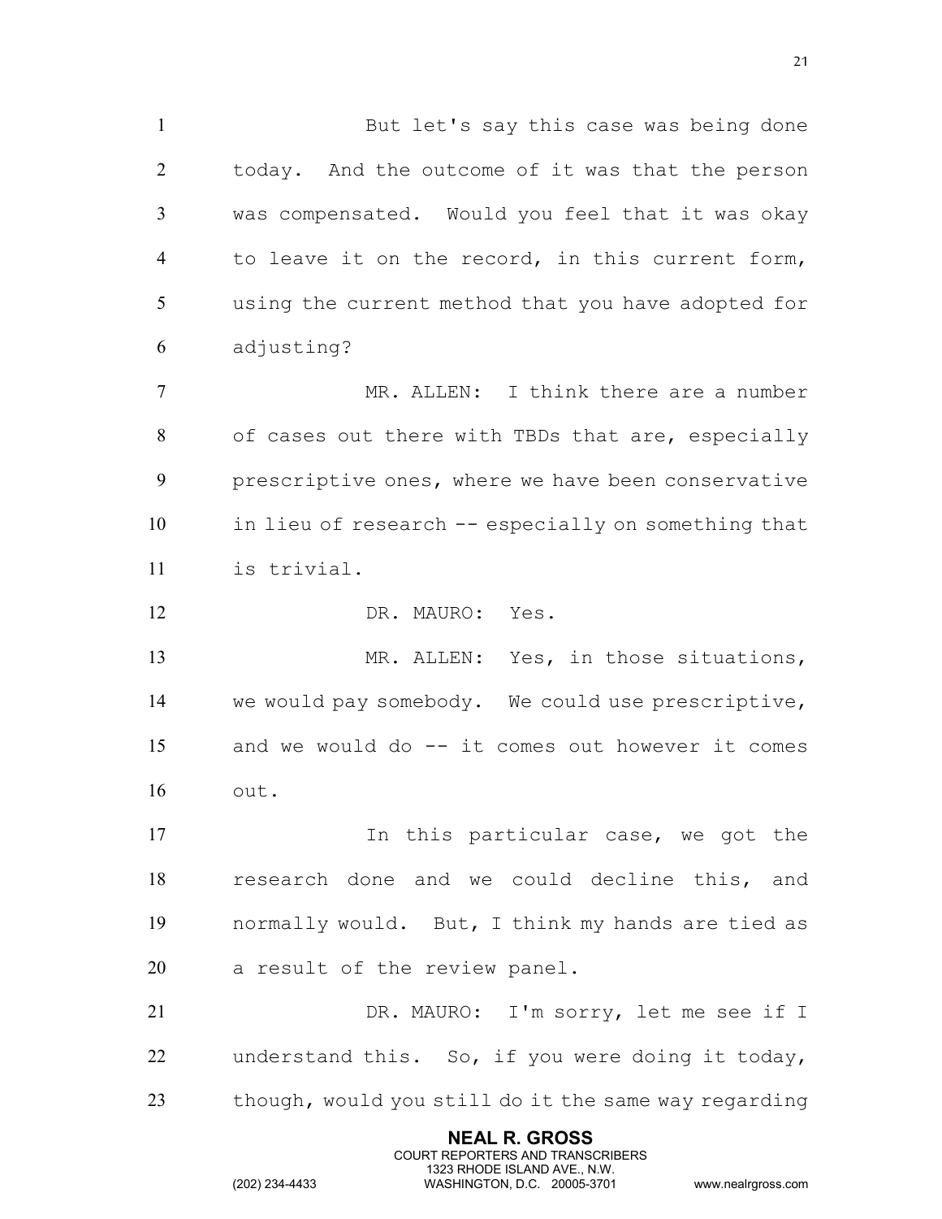But let's say this case was being done today. And the outcome of it was that the person was compensated. Would you feel that it was okay to leave it on the record, in this current form, using the current method that you have adopted for adjusting?

MR. ALLEN: I think there are a number of cases out there with TBDs that are, especially prescriptive ones, where we have been conservative in lieu of research -- especially on something that is trivial.

DR. MAURO: Yes.

MR. ALLEN: Yes, in those situations, we would pay somebody. We could use prescriptive, and we would do -- it comes out however it comes out.

In this particular case, we got the research done and we could decline this, and normally would. But, I think my hands are tied as a result of the review panel.

DR. MAURO: I'm sorry, let me see if I understand this. So, if you were doing it today, though, would you still do it the same way regarding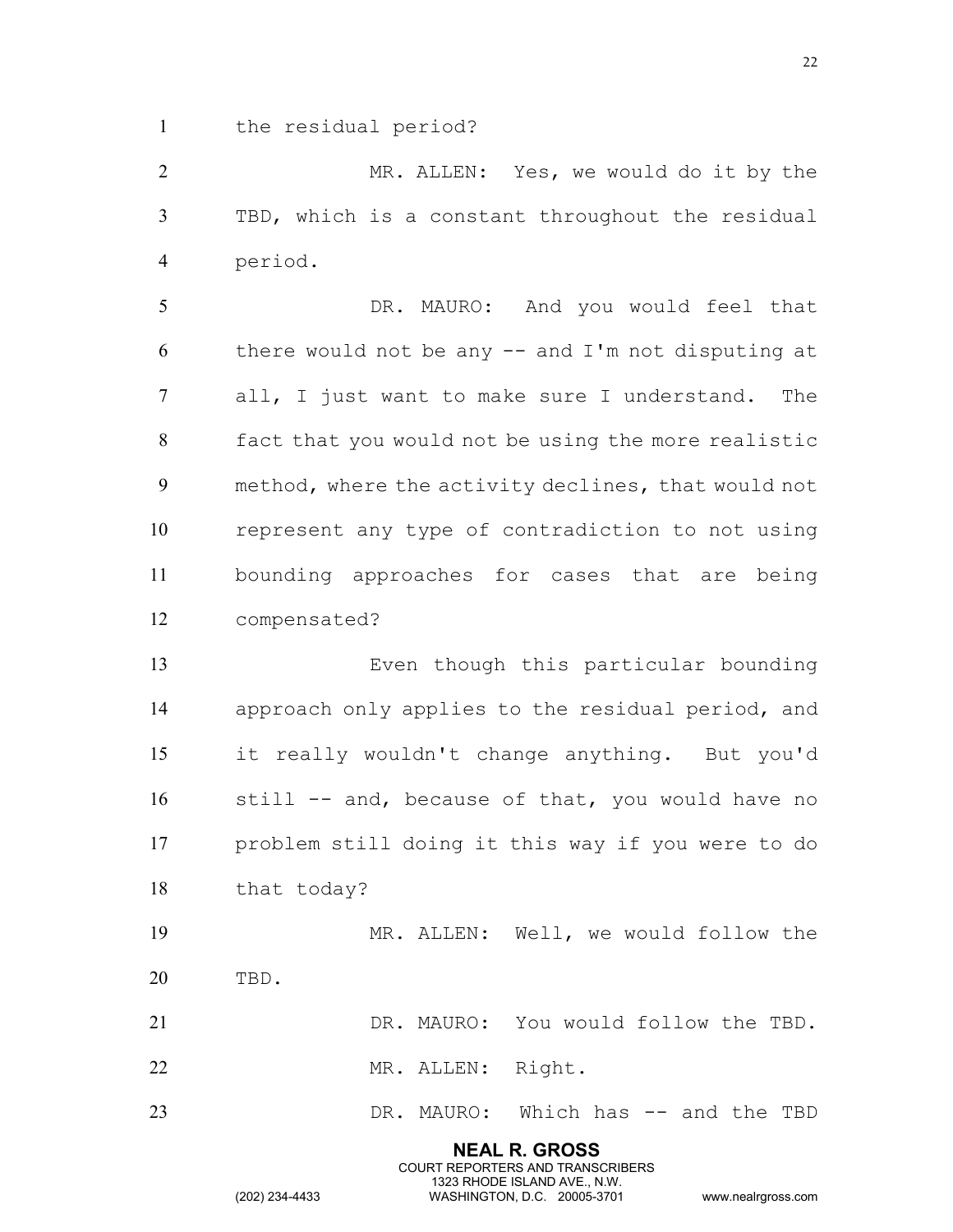the residual period?

MR. ALLEN: Yes, we would do it by the TBD, which is a constant throughout the residual period.

DR. MAURO: And you would feel that there would not be any -- and I'm not disputing at all, I just want to make sure I understand. The fact that you would not be using the more realistic method, where the activity declines, that would not represent any type of contradiction to not using bounding approaches for cases that are being compensated?

Even though this particular bounding approach only applies to the residual period, and it really wouldn't change anything. But you'd still -- and, because of that, you would have no problem still doing it this way if you were to do that today?

MR. ALLEN: Well, we would follow the TBD.

DR. MAURO: You would follow the TBD.

MR. ALLEN: Right.

DR. MAURO: Which has -- and the TBD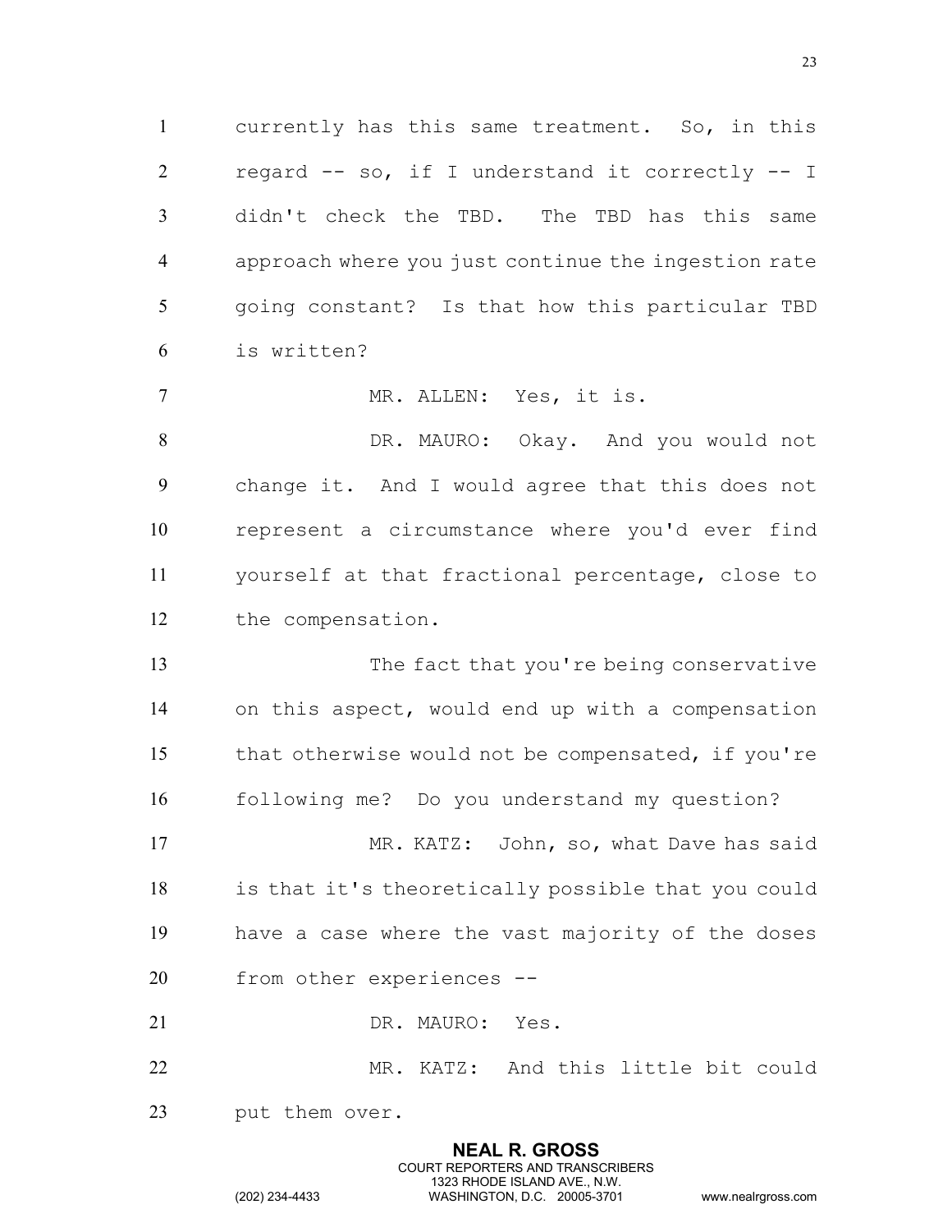currently has this same treatment. So, in this regard -- so, if I understand it correctly -- I didn't check the TBD. The TBD has this same approach where you just continue the ingestion rate going constant? Is that how this particular TBD is written?

MR. ALLEN: Yes, it is.

DR. MAURO: Okay. And you would not change it. And I would agree that this does not represent a circumstance where you'd ever find yourself at that fractional percentage, close to the compensation.

The fact that you're being conservative on this aspect, would end up with a compensation that otherwise would not be compensated, if you're following me? Do you understand my question?

MR. KATZ: John, so, what Dave has said is that it's theoretically possible that you could have a case where the vast majority of the doses from other experiences --

DR. MAURO: Yes.

MR. KATZ: And this little bit could put them over.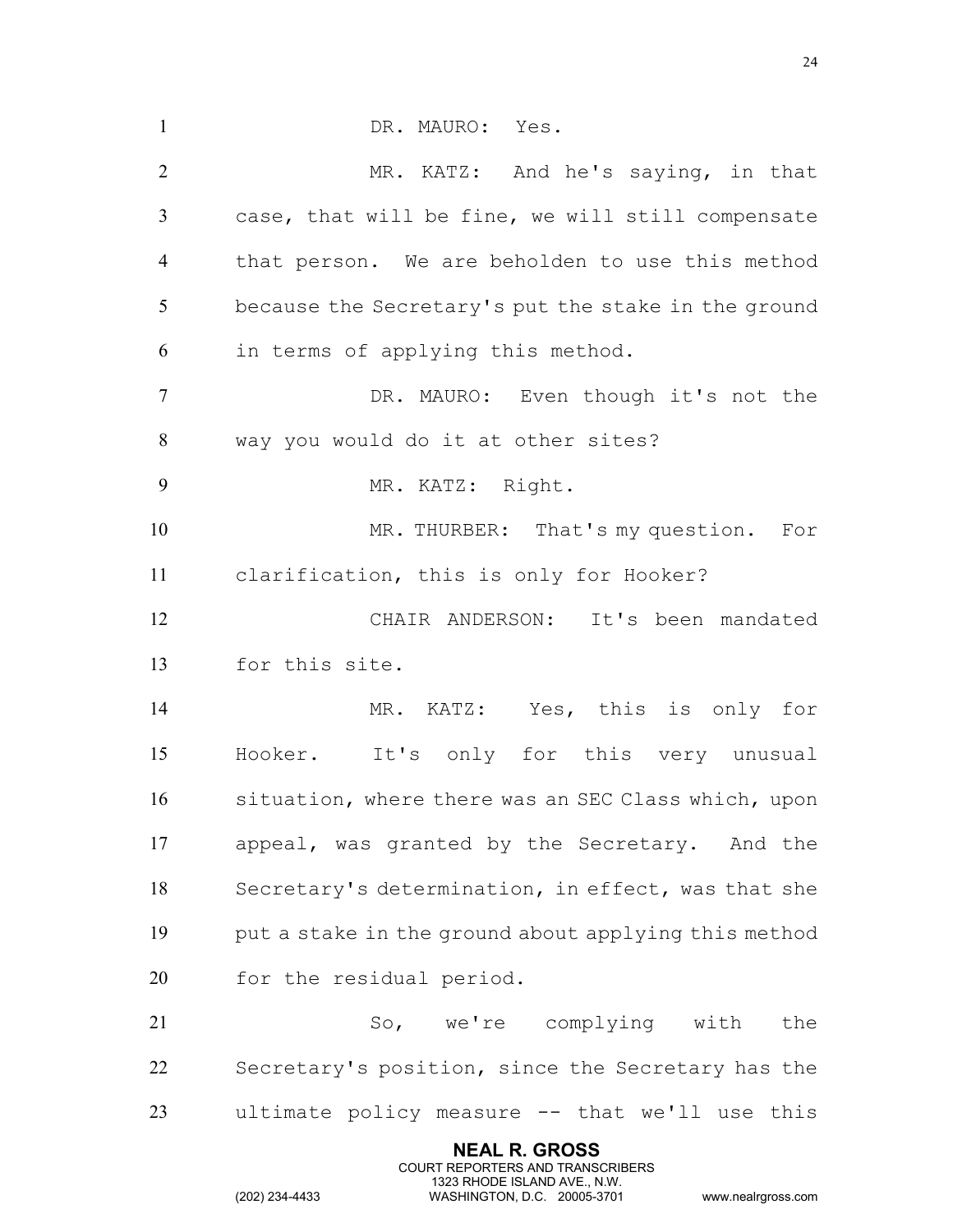DR. MAURO: Yes.

MR. KATZ: And he's saying, in that case, that will be fine, we will still compensate that person. We are beholden to use this method because the Secretary's put the stake in the ground in terms of applying this method.

DR. MAURO: Even though it's not the way you would do it at other sites?

MR. KATZ: Right.

MR. THURBER: That's my question. For clarification, this is only for Hooker?

CHAIR ANDERSON: It's been mandated for this site.

MR. KATZ: Yes, this is only for Hooker. It's only for this very unusual situation, where there was an SEC Class which, upon appeal, was granted by the Secretary. And the Secretary's determination, in effect, was that she put a stake in the ground about applying this method for the residual period.

So, we're complying with the Secretary's position, since the Secretary has the ultimate policy measure -- that we'll use this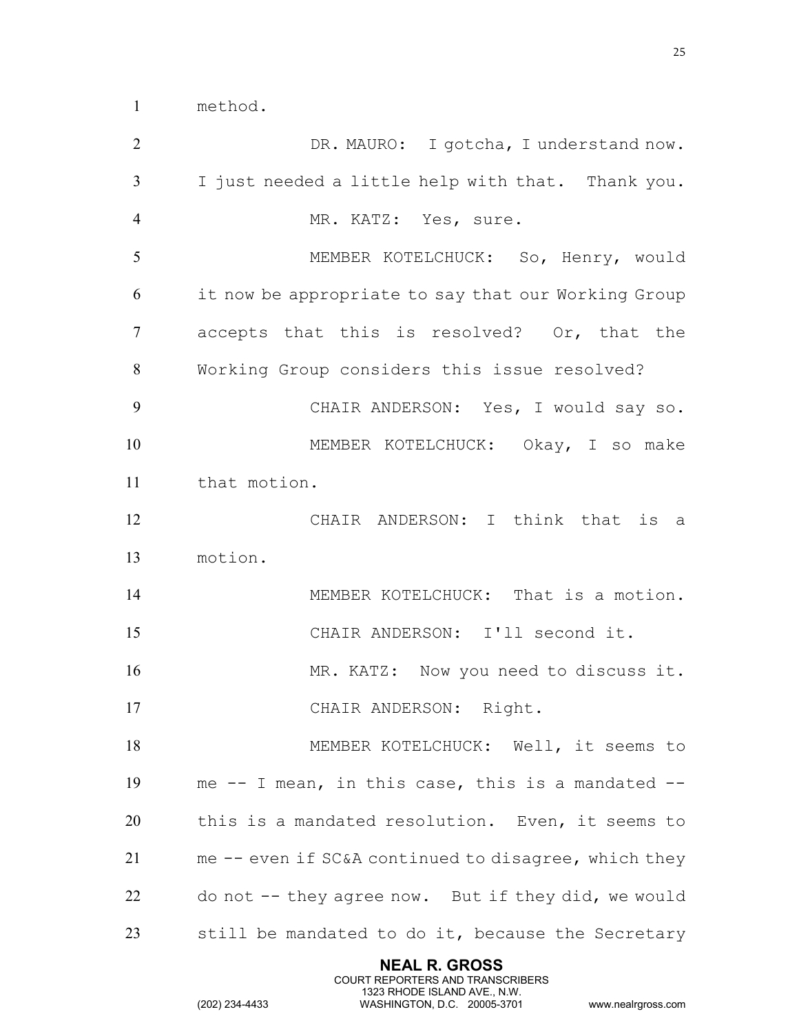method.

DR. MAURO: I gotcha, I understand now. I just needed a little help with that. Thank you.

MR. KATZ: Yes, sure.

MEMBER KOTELCHUCK: So, Henry, would it now be appropriate to say that our Working Group accepts that this is resolved? Or, that the Working Group considers this issue resolved?

CHAIR ANDERSON: Yes, I would say so.

MEMBER KOTELCHUCK: Okay, I so make that motion.

CHAIR ANDERSON: I think that is a motion.

MEMBER KOTELCHUCK: That is a motion.

CHAIR ANDERSON: I'll second it.

MR. KATZ: Now you need to discuss it.

CHAIR ANDERSON: Right.

MEMBER KOTELCHUCK: Well, it seems to me -- I mean, in this case, this is a mandated -- this is a mandated resolution. Even, it seems to me -- even if SC&A continued to disagree, which they do not -- they agree now. But if they did, we would still be mandated to do it, because the Secretary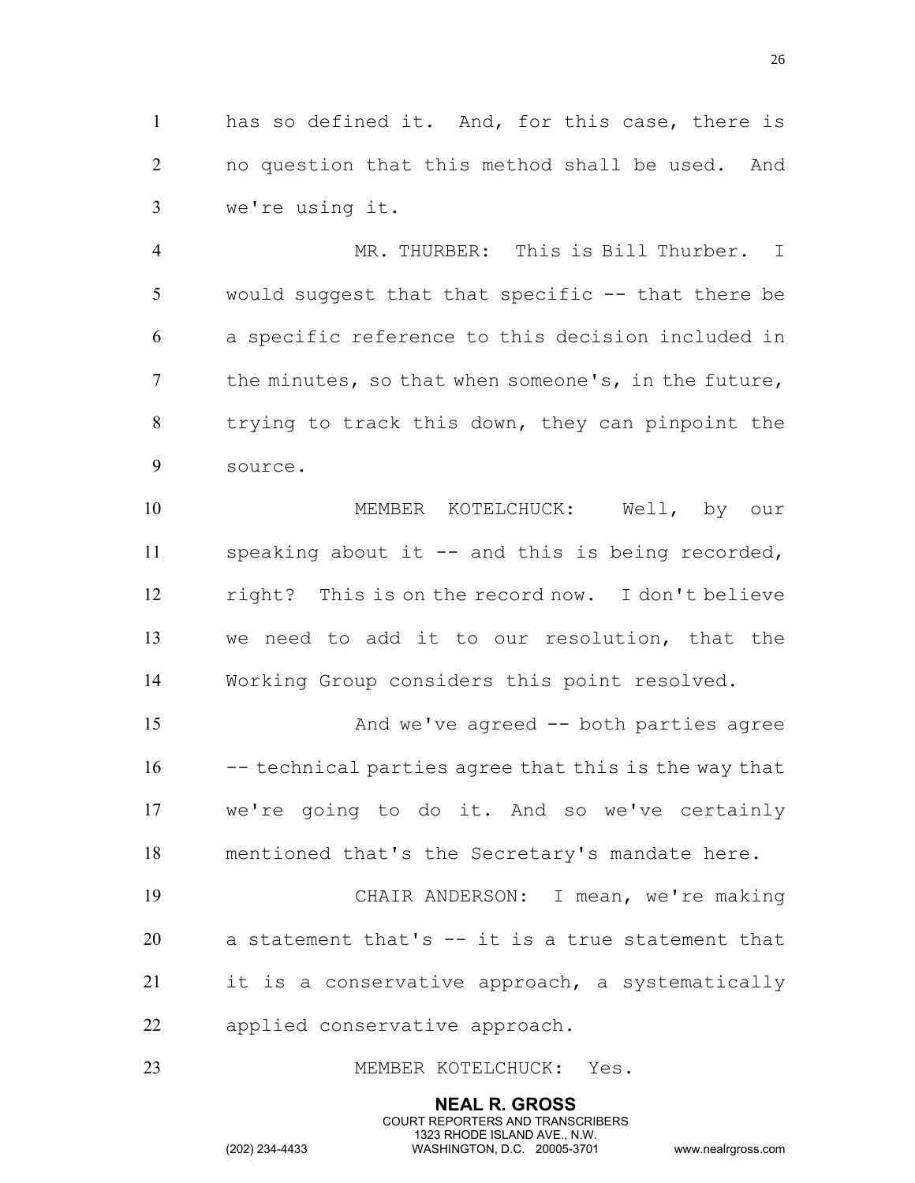has so defined it. And, for this case, there is no question that this method shall be used. And we're using it.

MR. THURBER: This is Bill Thurber. I would suggest that that specific -- that there be a specific reference to this decision included in the minutes, so that when someone's, in the future, trying to track this down, they can pinpoint the source.

MEMBER KOTELCHUCK: Well, by our speaking about it -- and this is being recorded, right? This is on the record now. I don't believe we need to add it to our resolution, that the Working Group considers this point resolved.

And we've agreed -- both parties agree -- technical parties agree that this is the way that we're going to do it. And so we've certainly mentioned that's the Secretary's mandate here.

CHAIR ANDERSON: I mean, we're making a statement that's -- it is a true statement that it is a conservative approach, a systematically applied conservative approach.

MEMBER KOTELCHUCK: Yes.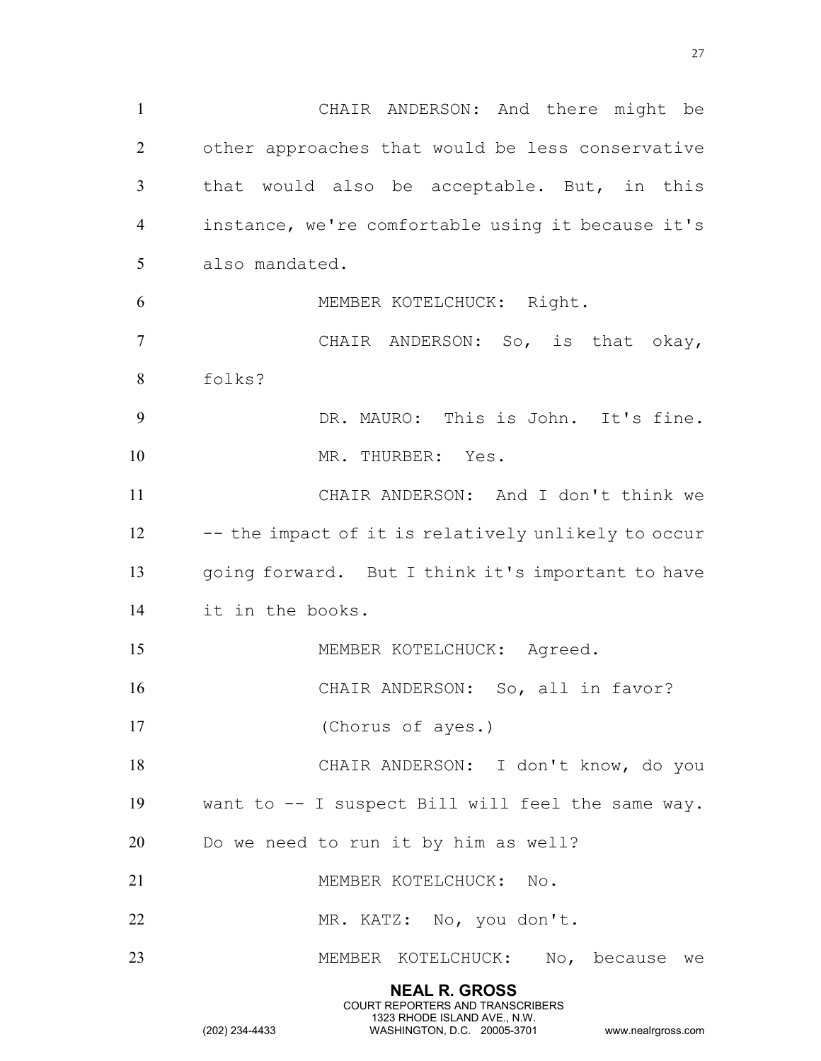CHAIR ANDERSON: And there might be other approaches that would be less conservative that would also be acceptable. But, in this instance, we're comfortable using it because it's also mandated.

MEMBER KOTELCHUCK: Right.

CHAIR ANDERSON: So, is that okay, folks?

DR. MAURO: This is John. It's fine.

MR. THURBER: Yes.

CHAIR ANDERSON: And I don't think we -- the impact of it is relatively unlikely to occur going forward. But I think it's important to have it in the books.

MEMBER KOTELCHUCK: Agreed.

CHAIR ANDERSON: So, all in favor?

(Chorus of ayes.)

CHAIR ANDERSON: I don't know, do you want to -- I suspect Bill will feel the same way. Do we need to run it by him as well?

MEMBER KOTELCHUCK: No.

MR. KATZ: No, you don't.

MEMBER KOTELCHUCK: No, because we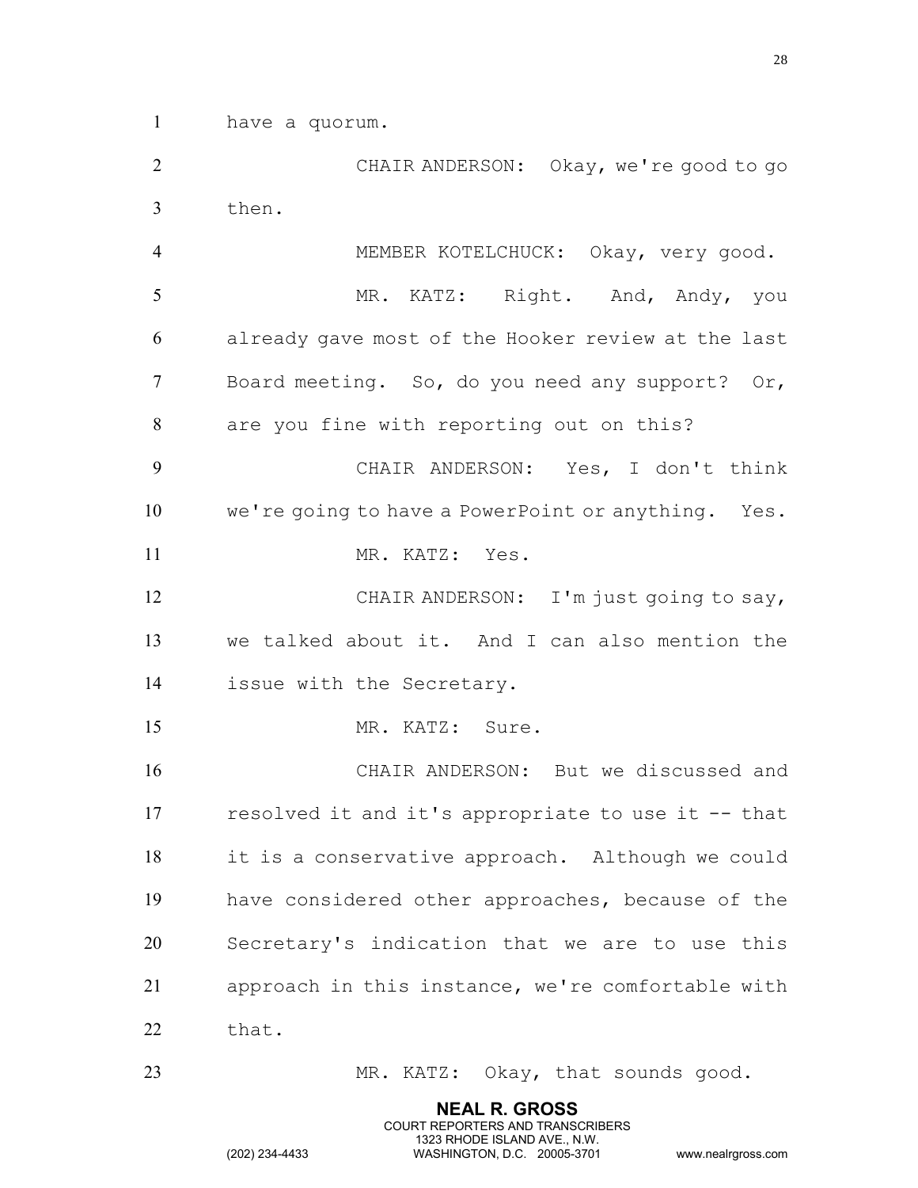have a quorum.

CHAIR ANDERSON: Okay, we're good to go then.

MEMBER KOTELCHUCK: Okay, very good.

MR. KATZ: Right. And, Andy, you already gave most of the Hooker review at the last Board meeting. So, do you need any support? Or, are you fine with reporting out on this?

CHAIR ANDERSON: Yes, I don't think we're going to have a PowerPoint or anything. Yes.

MR. KATZ: Yes.

CHAIR ANDERSON: I'm just going to say, we talked about it. And I can also mention the issue with the Secretary.

MR. KATZ: Sure.

CHAIR ANDERSON: But we discussed and resolved it and it's appropriate to use it -- that it is a conservative approach. Although we could have considered other approaches, because of the Secretary's indication that we are to use this approach in this instance, we're comfortable with that.

MR. KATZ: Okay, that sounds good.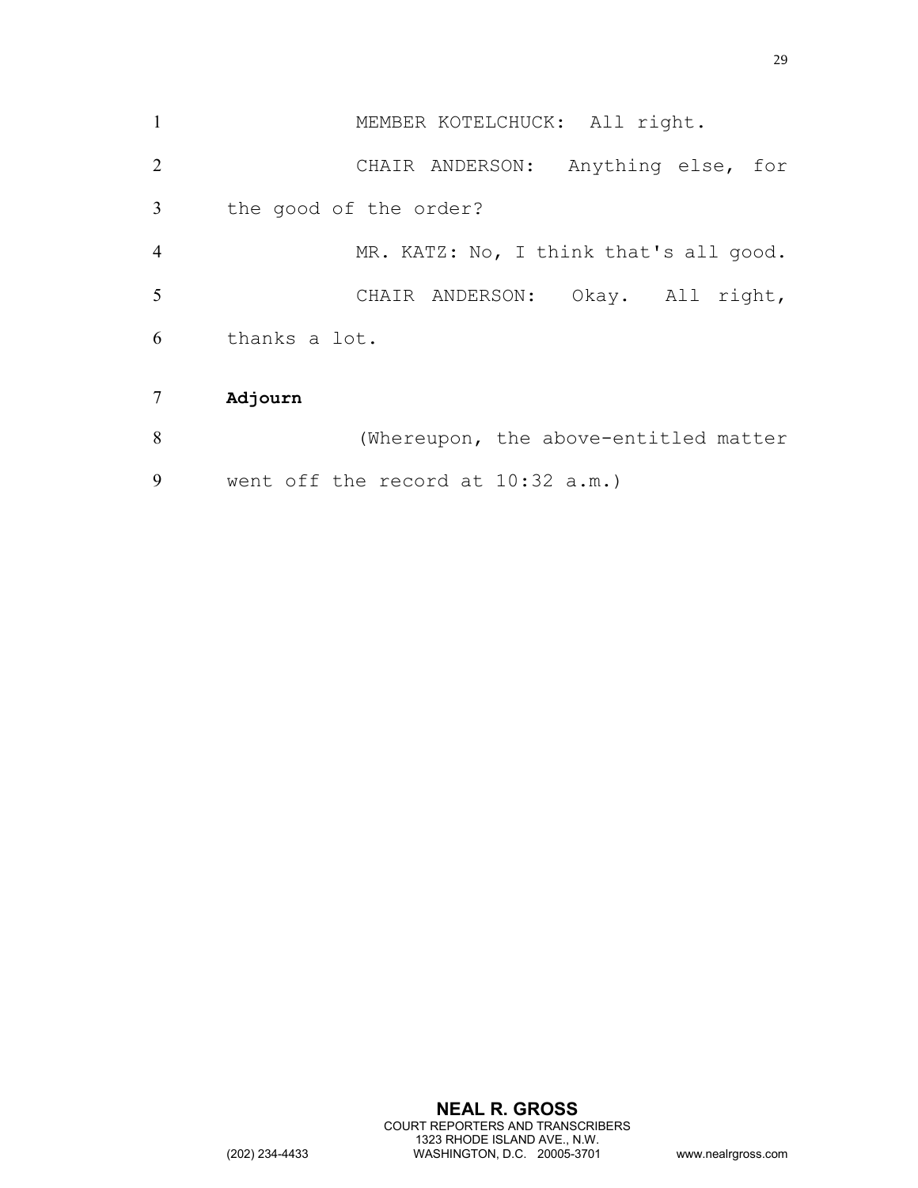MEMBER KOTELCHUCK: All right.

CHAIR ANDERSON: Anything else, for the good of the order?

MR. KATZ: No, I think that's all good.

CHAIR ANDERSON: Okay. All right, thanks a lot.

**Adjourn**

(Whereupon, the above-entitled matter went off the record at 10:32 a.m.)